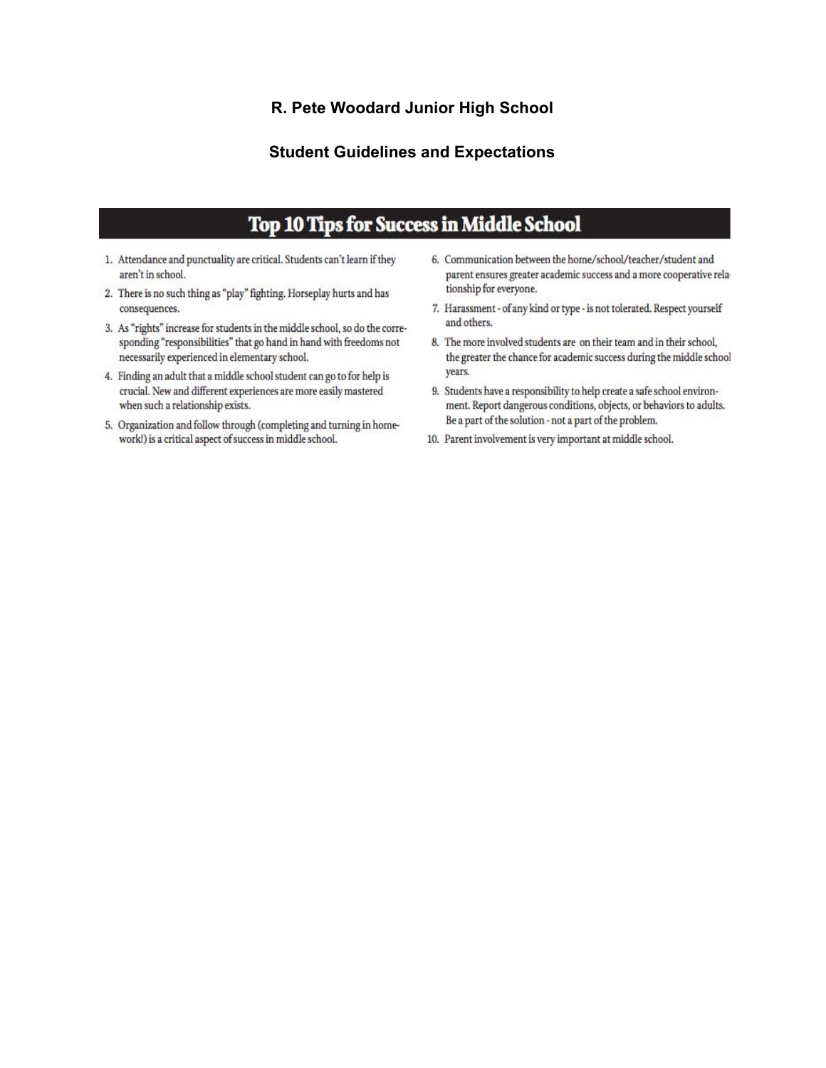# R. Pete Woodard Junior High School

## Student Guidelines and Expectations

## Top 10 Tips for Success in Middle School

1. Attendance and punctuality are critical. Students can't learn if they aren't in school.
2. There is no such thing as "play" fighting. Horseplay hurts and has consequences.
3. As "rights" increase for students in the middle school, so do the corresponding "responsibilities" that go hand in hand with freedoms not necessarily experienced in elementary school.
4. Finding an adult that a middle school student can go to for help is crucial. New and different experiences are more easily mastered when such a relationship exists.
5. Organization and follow through (completing and turning in homework!) is a critical aspect of success in middle school.
6. Communication between the home/school/teacher/student and parent ensures greater academic success and a more cooperative relationship for everyone.
7. Harassment - of any kind or type - is not tolerated. Respect yourself and others.
8. The more involved students are on their team and in their school, the greater the chance for academic success during the middle school years.
9. Students have a responsibility to help create a safe school environment. Report dangerous conditions, objects, or behaviors to adults. Be a part of the solution - not a part of the problem.
10. Parent involvement is very important at middle school.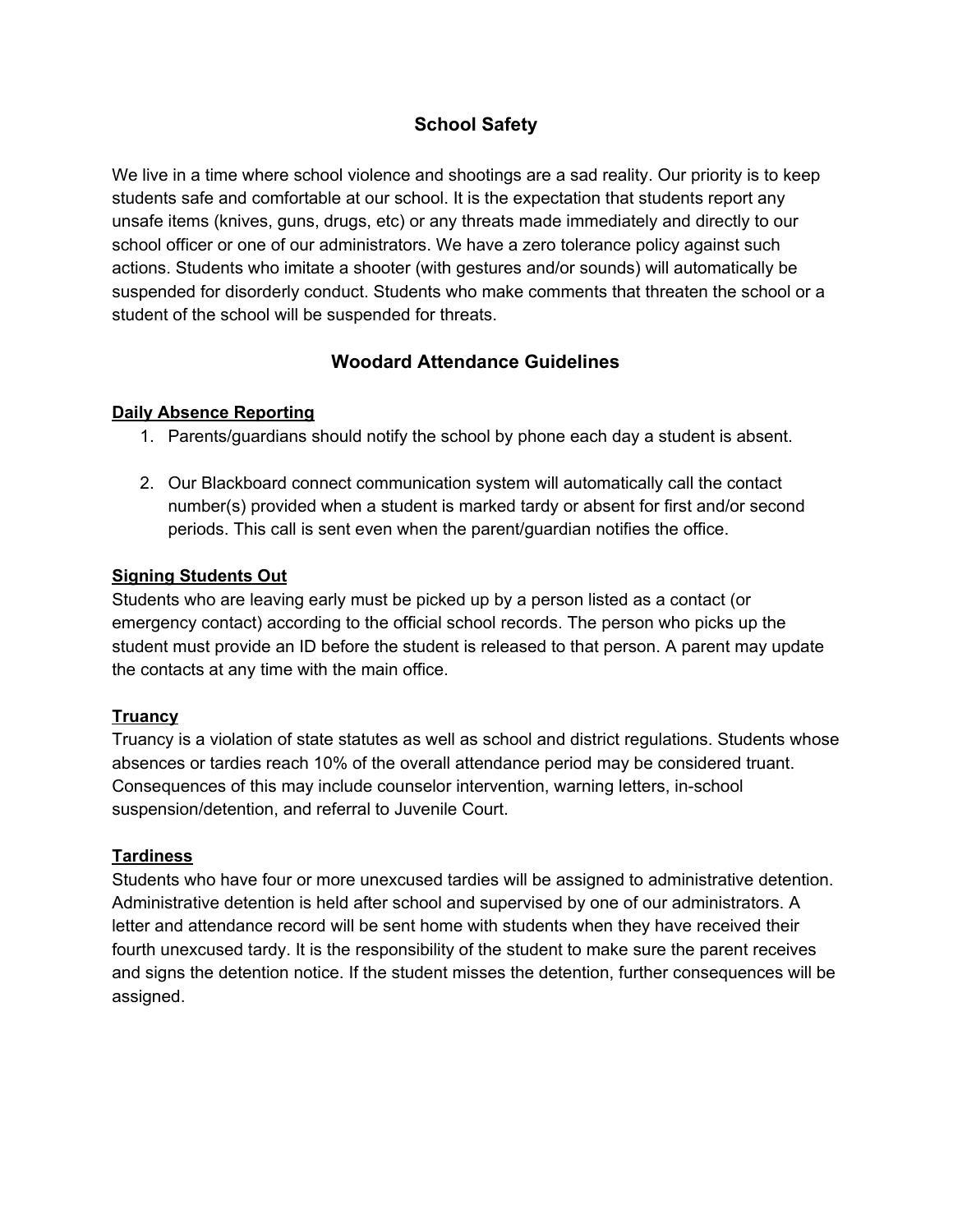## School Safety

We live in a time where school violence and shootings are a sad reality. Our priority is to keep students safe and comfortable at our school. It is the expectation that students report any unsafe items (knives, guns, drugs, etc) or any threats made immediately and directly to our school officer or one of our administrators. We have a zero tolerance policy against such actions. Students who imitate a shooter (with gestures and/or sounds) will automatically be suspended for disorderly conduct. Students who make comments that threaten the school or a student of the school will be suspended for threats.

## Woodard Attendance Guidelines

**Daily Absence Reporting**

1. Parents/guardians should notify the school by phone each day a student is absent.

2. Our Blackboard connect communication system will automatically call the contact number(s) provided when a student is marked tardy or absent for first and/or second periods. This call is sent even when the parent/guardian notifies the office.

**Signing Students Out**

Students who are leaving early must be picked up by a person listed as a contact (or emergency contact) according to the official school records. The person who picks up the student must provide an ID before the student is released to that person. A parent may update the contacts at any time with the main office.

**Truancy**

Truancy is a violation of state statutes as well as school and district regulations. Students whose absences or tardies reach 10% of the overall attendance period may be considered truant. Consequences of this may include counselor intervention, warning letters, in-school suspension/detention, and referral to Juvenile Court.

**Tardiness**

Students who have four or more unexcused tardies will be assigned to administrative detention. Administrative detention is held after school and supervised by one of our administrators. A letter and attendance record will be sent home with students when they have received their fourth unexcused tardy. It is the responsibility of the student to make sure the parent receives and signs the detention notice. If the student misses the detention, further consequences will be assigned.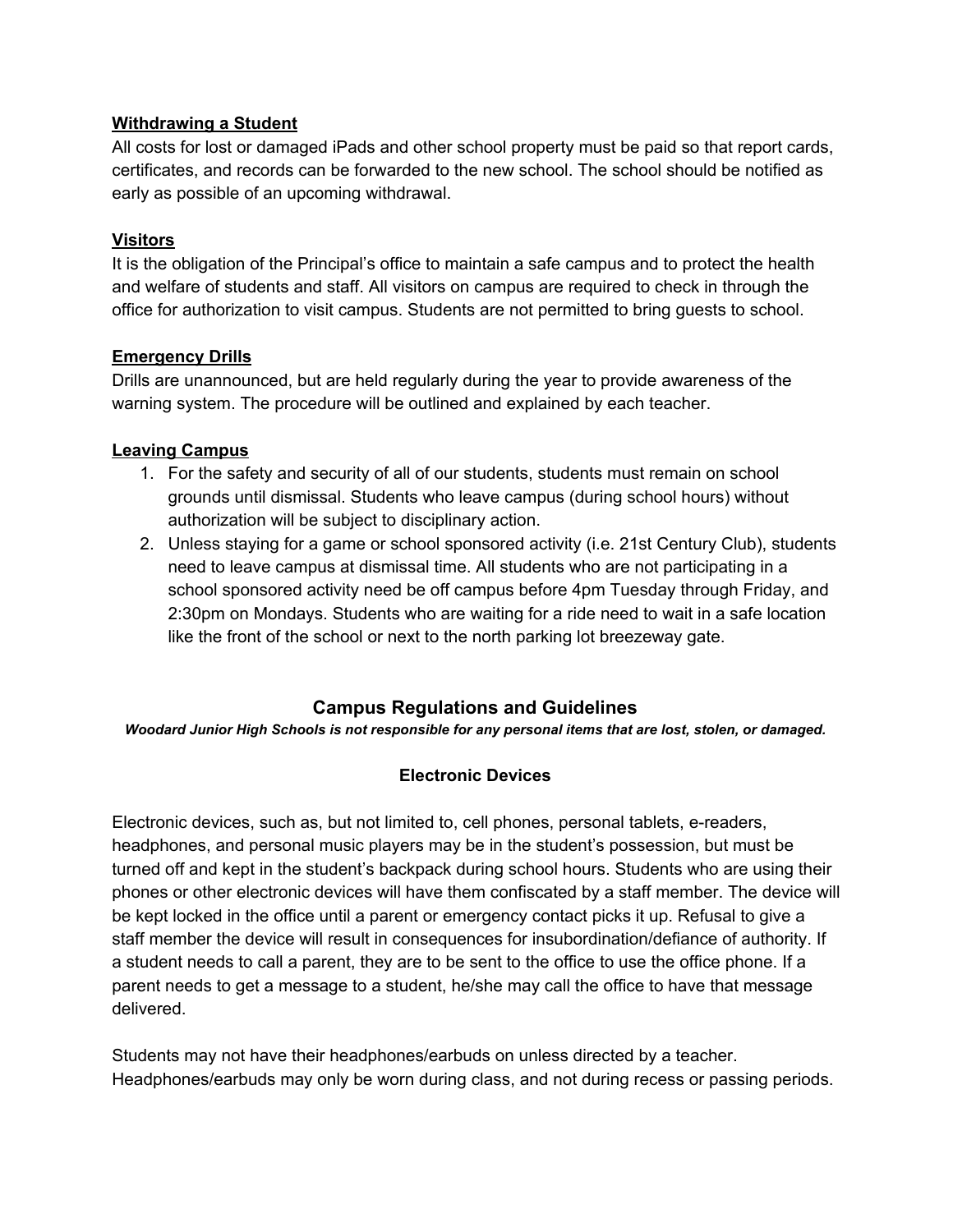**Withdrawing a Student**

All costs for lost or damaged iPads and other school property must be paid so that report cards, certificates, and records can be forwarded to the new school. The school should be notified as early as possible of an upcoming withdrawal.

**Visitors**

It is the obligation of the Principal's office to maintain a safe campus and to protect the health and welfare of students and staff. All visitors on campus are required to check in through the office for authorization to visit campus. Students are not permitted to bring guests to school.

**Emergency Drills**

Drills are unannounced, but are held regularly during the year to provide awareness of the warning system. The procedure will be outlined and explained by each teacher.

**Leaving Campus**

1. For the safety and security of all of our students, students must remain on school grounds until dismissal. Students who leave campus (during school hours) without authorization will be subject to disciplinary action.
2. Unless staying for a game or school sponsored activity (i.e. 21st Century Club), students need to leave campus at dismissal time. All students who are not participating in a school sponsored activity need be off campus before 4pm Tuesday through Friday, and 2:30pm on Mondays. Students who are waiting for a ride need to wait in a safe location like the front of the school or next to the north parking lot breezeway gate.

## Campus Regulations and Guidelines

***Woodard Junior High Schools is not responsible for any personal items that are lost, stolen, or damaged.***

### Electronic Devices

Electronic devices, such as, but not limited to, cell phones, personal tablets, e-readers, headphones, and personal music players may be in the student's possession, but must be turned off and kept in the student's backpack during school hours. Students who are using their phones or other electronic devices will have them confiscated by a staff member. The device will be kept locked in the office until a parent or emergency contact picks it up. Refusal to give a staff member the device will result in consequences for insubordination/defiance of authority. If a student needs to call a parent, they are to be sent to the office to use the office phone. If a parent needs to get a message to a student, he/she may call the office to have that message delivered.

Students may not have their headphones/earbuds on unless directed by a teacher. Headphones/earbuds may only be worn during class, and not during recess or passing periods.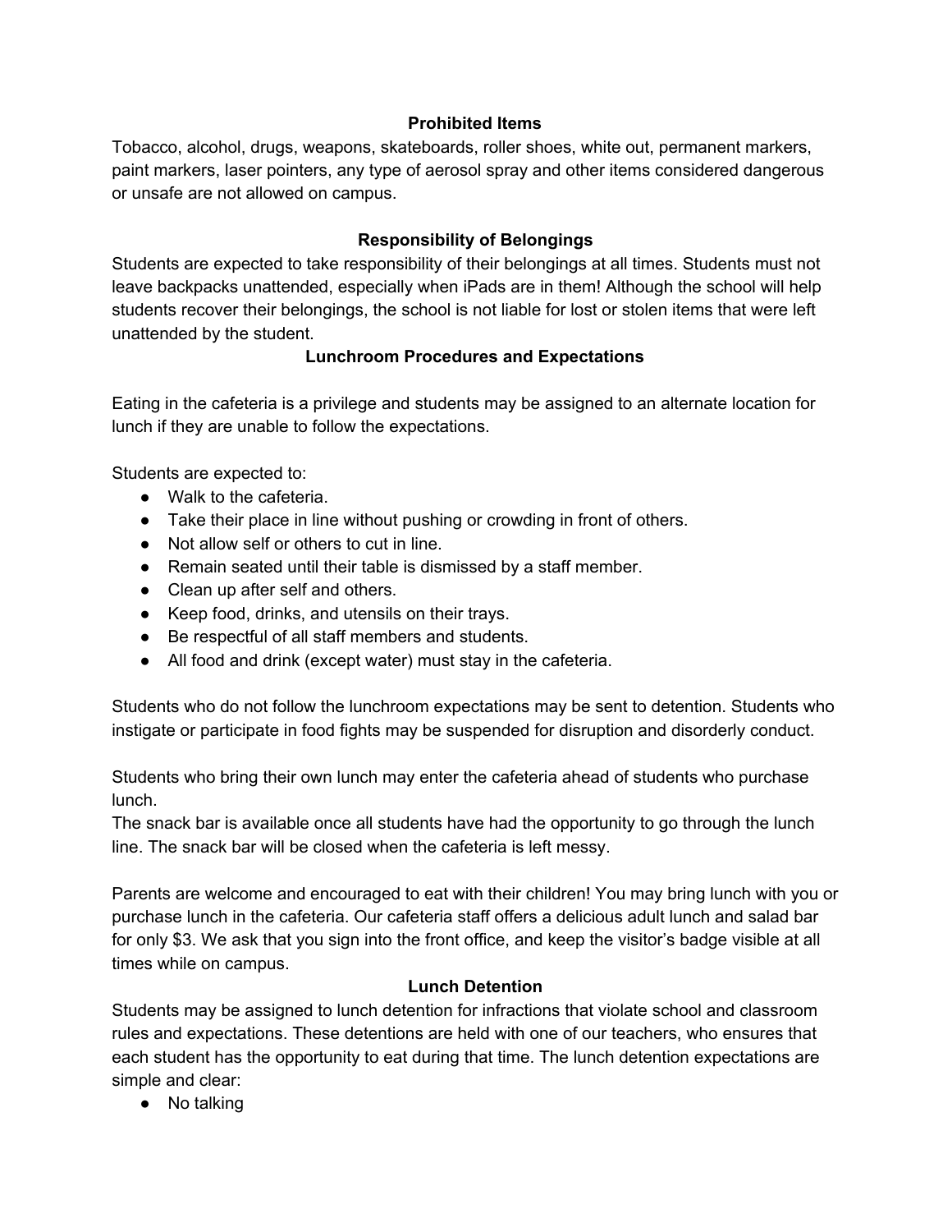## Prohibited Items

Tobacco, alcohol, drugs, weapons, skateboards, roller shoes, white out, permanent markers, paint markers, laser pointers, any type of aerosol spray and other items considered dangerous or unsafe are not allowed on campus.

## Responsibility of Belongings

Students are expected to take responsibility of their belongings at all times. Students must not leave backpacks unattended, especially when iPads are in them! Although the school will help students recover their belongings, the school is not liable for lost or stolen items that were left unattended by the student.

## Lunchroom Procedures and Expectations

Eating in the cafeteria is a privilege and students may be assigned to an alternate location for lunch if they are unable to follow the expectations.

Students are expected to:

- Walk to the cafeteria.
- Take their place in line without pushing or crowding in front of others.
- Not allow self or others to cut in line.
- Remain seated until their table is dismissed by a staff member.
- Clean up after self and others.
- Keep food, drinks, and utensils on their trays.
- Be respectful of all staff members and students.
- All food and drink (except water) must stay in the cafeteria.

Students who do not follow the lunchroom expectations may be sent to detention. Students who instigate or participate in food fights may be suspended for disruption and disorderly conduct.

Students who bring their own lunch may enter the cafeteria ahead of students who purchase lunch.
The snack bar is available once all students have had the opportunity to go through the lunch line. The snack bar will be closed when the cafeteria is left messy.

Parents are welcome and encouraged to eat with their children! You may bring lunch with you or purchase lunch in the cafeteria. Our cafeteria staff offers a delicious adult lunch and salad bar for only $3. We ask that you sign into the front office, and keep the visitor's badge visible at all times while on campus.

## Lunch Detention

Students may be assigned to lunch detention for infractions that violate school and classroom rules and expectations. These detentions are held with one of our teachers, who ensures that each student has the opportunity to eat during that time. The lunch detention expectations are simple and clear:

- No talking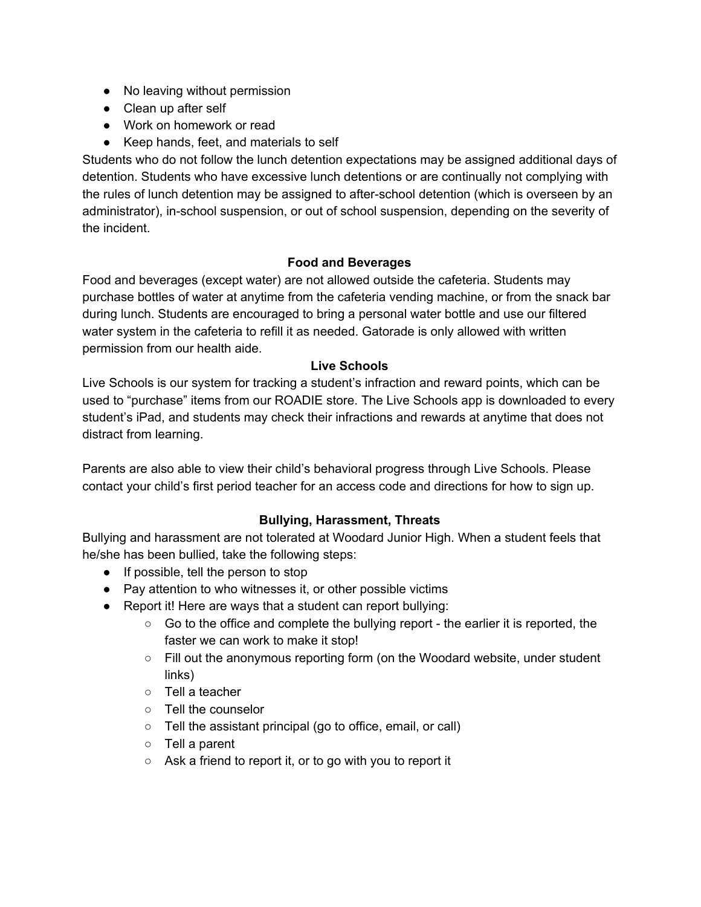- No leaving without permission
- Clean up after self
- Work on homework or read
- Keep hands, feet, and materials to self

Students who do not follow the lunch detention expectations may be assigned additional days of detention. Students who have excessive lunch detentions or are continually not complying with the rules of lunch detention may be assigned to after-school detention (which is overseen by an administrator), in-school suspension, or out of school suspension, depending on the severity of the incident.

## Food and Beverages

Food and beverages (except water) are not allowed outside the cafeteria. Students may purchase bottles of water at anytime from the cafeteria vending machine, or from the snack bar during lunch. Students are encouraged to bring a personal water bottle and use our filtered water system in the cafeteria to refill it as needed. Gatorade is only allowed with written permission from our health aide.

## Live Schools

Live Schools is our system for tracking a student's infraction and reward points, which can be used to "purchase" items from our ROADIE store. The Live Schools app is downloaded to every student's iPad, and students may check their infractions and rewards at anytime that does not distract from learning.

Parents are also able to view their child's behavioral progress through Live Schools. Please contact your child's first period teacher for an access code and directions for how to sign up.

## Bullying, Harassment, Threats

Bullying and harassment are not tolerated at Woodard Junior High. When a student feels that he/she has been bullied, take the following steps:

- If possible, tell the person to stop
- Pay attention to who witnesses it, or other possible victims
- Report it! Here are ways that a student can report bullying:
  - Go to the office and complete the bullying report - the earlier it is reported, the faster we can work to make it stop!
  - Fill out the anonymous reporting form (on the Woodard website, under student links)
  - Tell a teacher
  - Tell the counselor
  - Tell the assistant principal (go to office, email, or call)
  - Tell a parent
  - Ask a friend to report it, or to go with you to report it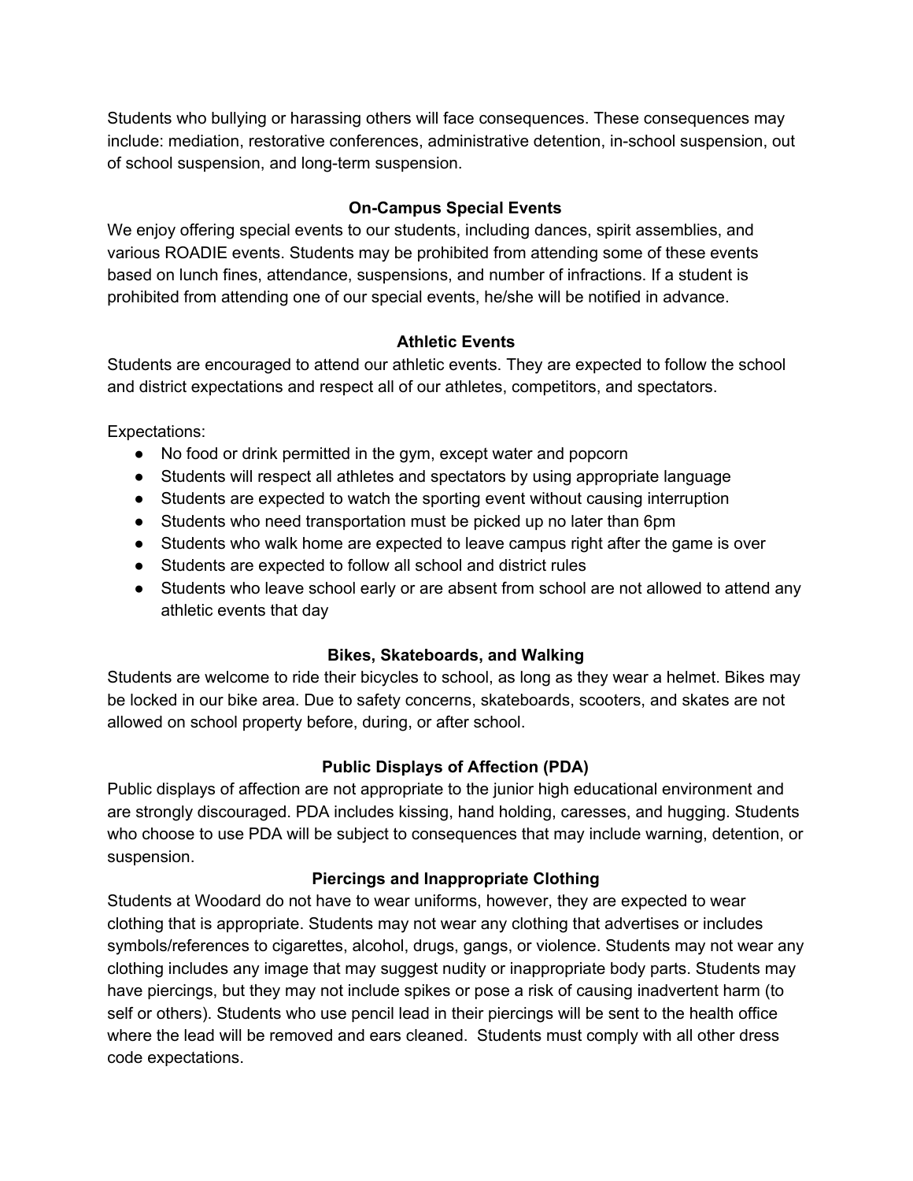Students who bullying or harassing others will face consequences. These consequences may include: mediation, restorative conferences, administrative detention, in-school suspension, out of school suspension, and long-term suspension.

### On-Campus Special Events

We enjoy offering special events to our students, including dances, spirit assemblies, and various ROADIE events. Students may be prohibited from attending some of these events based on lunch fines, attendance, suspensions, and number of infractions. If a student is prohibited from attending one of our special events, he/she will be notified in advance.

### Athletic Events

Students are encouraged to attend our athletic events. They are expected to follow the school and district expectations and respect all of our athletes, competitors, and spectators.

Expectations:

- No food or drink permitted in the gym, except water and popcorn
- Students will respect all athletes and spectators by using appropriate language
- Students are expected to watch the sporting event without causing interruption
- Students who need transportation must be picked up no later than 6pm
- Students who walk home are expected to leave campus right after the game is over
- Students are expected to follow all school and district rules
- Students who leave school early or are absent from school are not allowed to attend any athletic events that day

### Bikes, Skateboards, and Walking

Students are welcome to ride their bicycles to school, as long as they wear a helmet. Bikes may be locked in our bike area. Due to safety concerns, skateboards, scooters, and skates are not allowed on school property before, during, or after school.

### Public Displays of Affection (PDA)

Public displays of affection are not appropriate to the junior high educational environment and are strongly discouraged. PDA includes kissing, hand holding, caresses, and hugging. Students who choose to use PDA will be subject to consequences that may include warning, detention, or suspension.

### Piercings and Inappropriate Clothing

Students at Woodard do not have to wear uniforms, however, they are expected to wear clothing that is appropriate. Students may not wear any clothing that advertises or includes symbols/references to cigarettes, alcohol, drugs, gangs, or violence. Students may not wear any clothing includes any image that may suggest nudity or inappropriate body parts. Students may have piercings, but they may not include spikes or pose a risk of causing inadvertent harm (to self or others). Students who use pencil lead in their piercings will be sent to the health office where the lead will be removed and ears cleaned. Students must comply with all other dress code expectations.